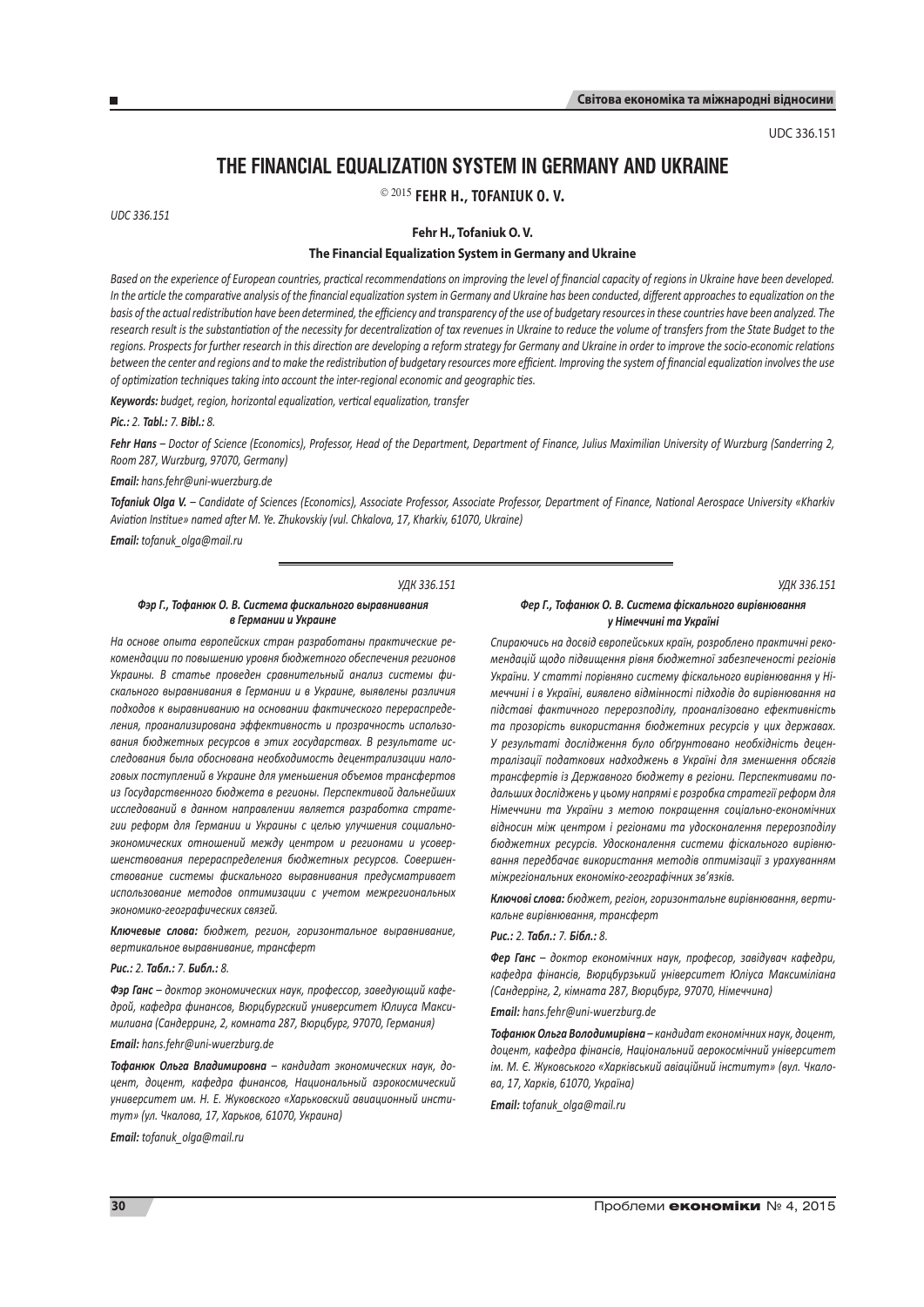UDC 336.151

# THE FINANCIAL EQUALIZATION SYSTEM IN GERMANY AND UKRAINE

© 2015 **FEHR H., TOFANIUK O. V.**

*UDC 336.151*

**Fehr H., Tofaniuk O. V.**

**The Financial Equalization System in Germany and Ukraine**

*Based on the experience of European countries, practical recommendations on improving the level of financial capacity of regions in Ukraine have been developed. In the article the comparative analysis of the financial equalization system in Germany and Ukraine has been conducted, different approaches to equalization on the basis of the actual redistribution have been determined, the efficiency and transparency of the use of budgetary resources in these countries have been analyzed. The research result is the substantiation of the necessity for decentralization of tax revenues in Ukraine to reduce the volume of transfers from the State Budget to the regions. Prospects for further research in this direction are developing a reform strategy for Germany and Ukraine in order to improve the socio-economic relations between the center and regions and to make the redistribution of budgetary resources more efficient. Improving the system of financial equalization involves the use of optimization techniques taking into account the inter-regional economic and geographic ties.*

***Keywords:*** *budget, region, horizontal equalization, vertical equalization, transfer*

***Pic.:*** *2.* ***Tabl.:*** *7.* ***Bibl.:*** *8.*

***Fehr Hans*** *– Doctor of Science (Economics), Professor, Head of the Department, Department of Finance, Julius Maximilian University of Wurzburg (Sanderring 2, Room 287, Wurzburg, 97070, Germany)*

***Email:*** *hans.fehr@uni-wuerzburg.de*

***Tofaniuk Olga V.*** *– Candidate of Sciences (Economics), Associate Professor, Associate Professor, Department of Finance, National Aerospace University «Kharkiv Aviation Institue» named after M. Ye. Zhukovskiy (vul. Chkalova, 17, Kharkiv, 61070, Ukraine)*

***Email:*** *tofanuk_olga@mail.ru*

---

*УДК 336.151*

***Фэр Г., Тофанюк О. В. Система фискального выравнивания в Германии и Украине***

*На основе опыта европейских стран разработаны практические рекомендации по повышению уровня бюджетного обеспечения регионов Украины. В статье проведен сравнительный анализ системы фискального выравнивания в Германии и в Украине, выявлены различия подходов к выравниванию на основании фактического перераспределения, проанализирована эффективность и прозрачность использования бюджетных ресурсов в этих государствах. В результате исследования была обоснована необходимость децентрализации налоговых поступлений в Украине для уменьшения объемов трансфертов из Государственного бюджета в регионы. Перспективой дальнейших исследований в данном направлении является разработка стратегии реформ для Германии и Украины с целью улучшения социально-экономических отношений между центром и регионами и усовершенствования перераспределения бюджетных ресурсов. Совершенствование системы фискального выравнивания предусматривает использование методов оптимизации с учетом межрегиональных экономико-географических связей.*

***Ключевые слова:*** *бюджет, регион, горизонтальное выравнивание, вертикальное выравнивание, трансферт*

***Рис.:*** *2.* ***Табл.:*** *7.* ***Библ.:*** *8.*

***Фэр Ганс*** *– доктор экономических наук, профессор, заведующий кафедрой, кафедра финансов, Вюрцбургский университет Юлиуса Максимилиана (Сандерринг, 2, комната 287, Вюрцбург, 97070, Германия)*

***Email:*** *hans.fehr@uni-wuerzburg.de*

***Тофанюк Ольга Владимировна*** *– кандидат экономических наук, доцент, доцент, кафедра финансов, Национальный аэрокосмический университет им. Н. Е. Жуковского «Харьковский авиационный институт» (ул. Чкалова, 17, Харьков, 61070, Украина)*

***Email:*** *tofanuk_olga@mail.ru*

*УДК 336.151*

***Фер Г., Тофанюк О. В. Система фіскального вирівнювання у Німеччині та Україні***

*Спираючись на досвід європейських країн, розроблено практичні рекомендації щодо підвищення рівня бюджетної забезпеченості регіонів України. У статті порівняно систему фіскального вирівнювання у Німеччині і в Україні, виявлено відмінності підходів до вирівнювання на підставі фактичного перерозподілу, проаналізовано ефективність та прозорість використання бюджетних ресурсів у цих державах. У результаті дослідження було обґрунтовано необхідність децентралізації податкових надходжень в Україні для зменшення обсягів трансфертів із Державного бюджету в регіони. Перспективами подальших досліджень у цьому напрямі є розробка стратегії реформ для Німеччини та України з метою покращення соціально-економічних відносин між центром і регіонами та удосконалення перерозподілу бюджетних ресурсів. Удосконалення системи фіскального вирівнювання передбачає використання методів оптимізації з урахуванням міжрегіональних економіко-географічних зв'язків.*

***Ключові слова:*** *бюджет, регіон, горизонтальне вирівнювання, вертикальне вирівнювання, трансферт*

***Рис.:*** *2.* ***Табл.:*** *7.* ***Бібл.:*** *8.*

***Фер Ганс*** *– доктор економічних наук, професор, завідувач кафедри, кафедра фінансів, Вюрцбурзький університет Юліуса Максиміліана (Сандеррінг, 2, кімната 287, Вюрцбург, 97070, Німеччина)*

***Email:*** *hans.fehr@uni-wuerzburg.de*

***Тофанюк Ольга Володимирівна*** *– кандидат економічних наук, доцент, доцент, кафедра фінансів, Національний аерокосмічний університет ім. М. Є. Жуковського «Харківський авіаційний інститут» (вул. Чкалова, 17, Харків, 61070, Україна)*

***Email:*** *tofanuk_olga@mail.ru*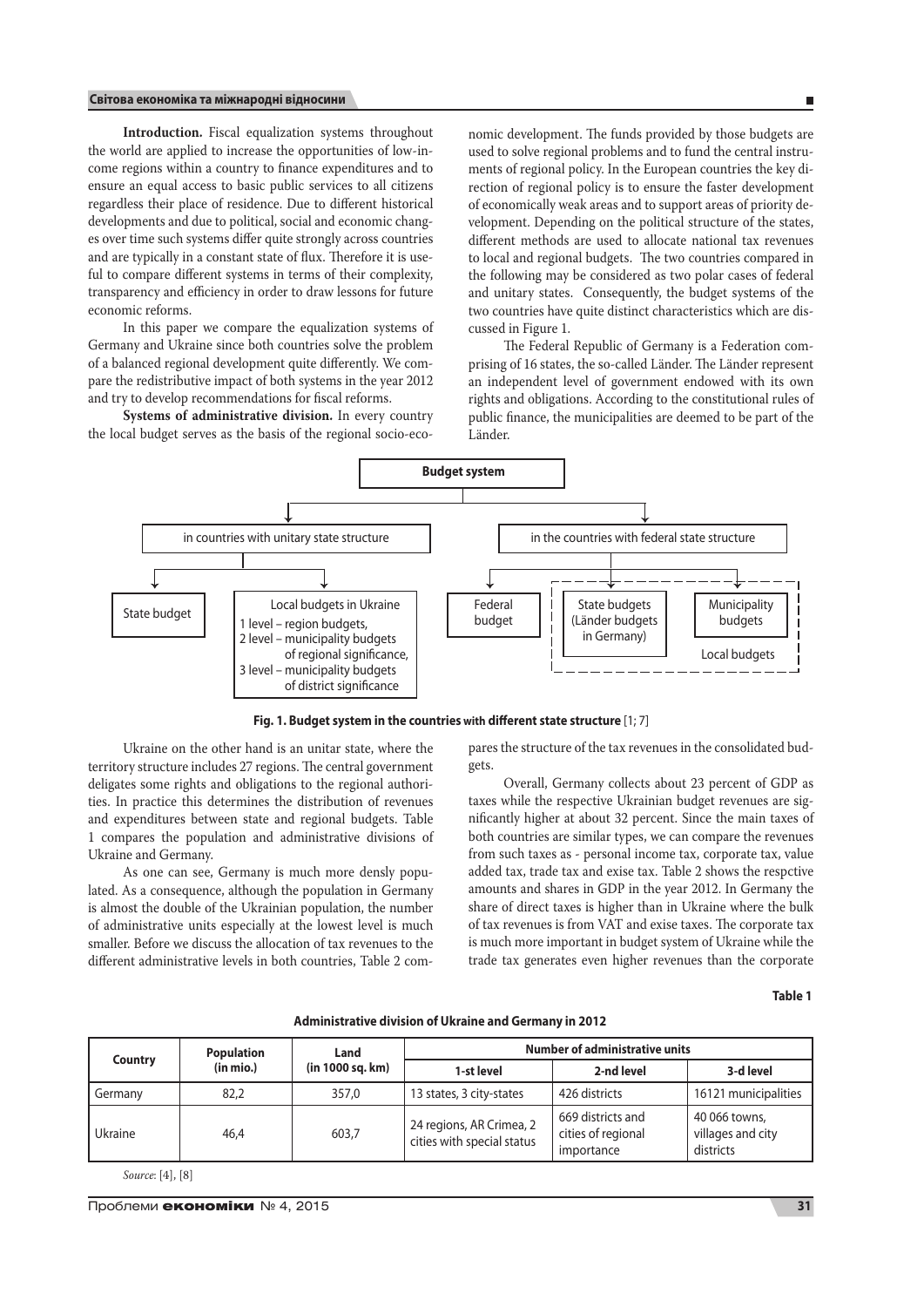**Introduction.** Fiscal equalization systems throughout the world are applied to increase the opportunities of low-income regions within a country to finance expenditures and to ensure an equal access to basic public services to all citizens regardless their place of residence. Due to different historical developments and due to political, social and economic changes over time such systems differ quite strongly across countries and are typically in a constant state of flux. Therefore it is useful to compare different systems in terms of their complexity, transparency and efficiency in order to draw lessons for future economic reforms.

In this paper we compare the equalization systems of Germany and Ukraine since both countries solve the problem of a balanced regional development quite differently. We compare the redistributive impact of both systems in the year 2012 and try to develop recommendations for fiscal reforms.

**Systems of administrative division.** In every country the local budget serves as the basis of the regional socio-economic development. The funds provided by those budgets are used to solve regional problems and to fund the central instruments of regional policy. In the European countries the key direction of regional policy is to ensure the faster development of economically weak areas and to support areas of priority development. Depending on the political structure of the states, different methods are used to allocate national tax revenues to local and regional budgets. The two countries compared in the following may be considered as two polar cases of federal and unitary states. Consequently, the budget systems of the two countries have quite distinct characteristics which are discussed in Figure 1.

The Federal Republic of Germany is a Federation comprising of 16 states, the so-called Länder. The Länder represent an independent level of government endowed with its own rights and obligations. According to the constitutional rules of public finance, the municipalities are deemed to be part of the Länder.

Budget system

- in countries with unitary state structure
  - State budget
  - Local budgets in Ukraine
    - 1 level – region budgets,
    - 2 level – municipality budgets of regional significance,
    - 3 level – municipality budgets of district significance
- in the countries with federal state structure
  - Federal budget
  - Local budgets:
    - State budgets (Länder budgets in Germany)
    - Municipality budgets

**Fig. 1. Budget system in the countries with different state structure** [1; 7]

Ukraine on the other hand is an unitar state, where the territory structure includes 27 regions. The central government deligates some rights and obligations to the regional authorities. In practice this determines the distribution of revenues and expenditures between state and regional budgets. Table 1 compares the population and administrative divisions of Ukraine and Germany.

As one can see, Germany is much more densly populated. As a consequence, although the population in Germany is almost the double of the Ukrainian population, the number of administrative units especially at the lowest level is much smaller. Before we discuss the allocation of tax revenues to the different administrative levels in both countries, Table 2 compares the structure of the tax revenues in the consolidated budgets.

Overall, Germany collects about 23 percent of GDP as taxes while the respective Ukrainian budget revenues are significantly higher at about 32 percent. Since the main taxes of both countries are similar types, we can compare the revenues from such taxes as - personal income tax, corporate tax, value added tax, trade tax and exise tax. Table 2 shows the respctive amounts and shares in GDP in the year 2012. In Germany the share of direct taxes is higher than in Ukraine where the bulk of tax revenues is from VAT and exise taxes. The corporate tax is much more important in budget system of Ukraine while the trade tax generates even higher revenues than the corporate

Table 1

**Administrative division of Ukraine and Germany in 2012**

| Country | Population (in mio.) | Land (in 1000 sq. km) | Number of administrative units | | |
|---|---|---|---|---|---|
| | | | 1-st level | 2-nd level | 3-d level |
| Germany | 82,2 | 357,0 | 13 states, 3 city-states | 426 districts | 16121 municipalities |
| Ukraine | 46,4 | 603,7 | 24 regions, AR Crimea, 2 cities with special status | 669 districts and cities of regional importance | 40 066 towns, villages and city districts |

*Source*: [4], [8]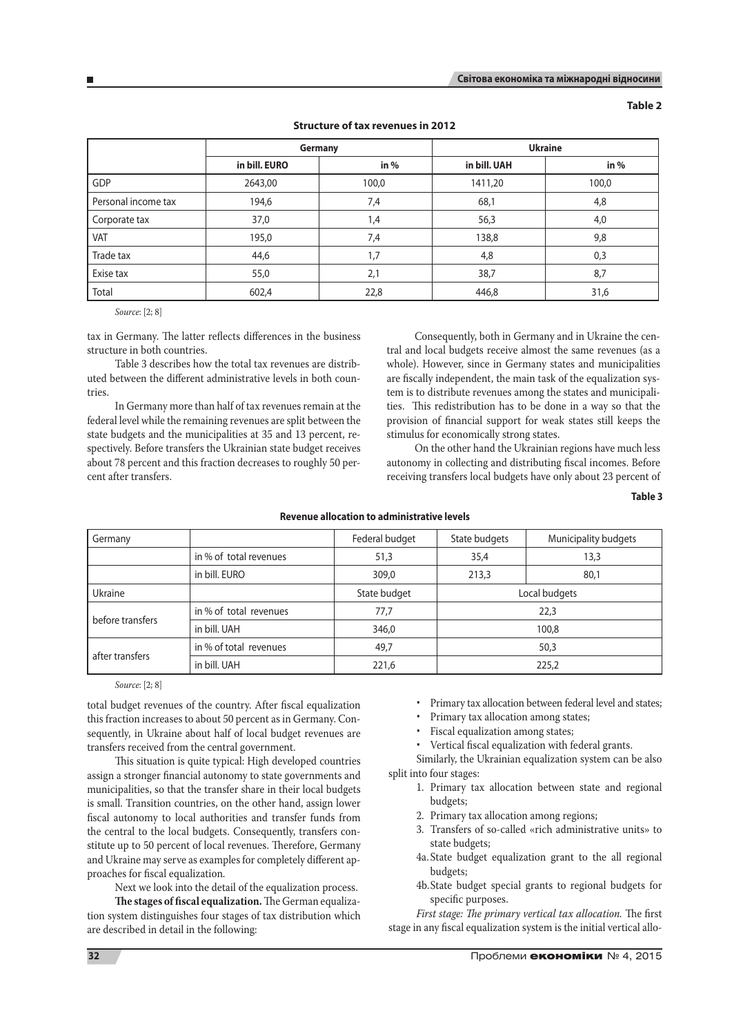Table 2

**Structure of tax revenues in 2012**

| | Germany | | Ukraine | |
|---|---|---|---|---|
| | in bill. EURO | in % | in bill. UAH | in % |
| GDP | 2643,00 | 100,0 | 1411,20 | 100,0 |
| Personal income tax | 194,6 | 7,4 | 68,1 | 4,8 |
| Corporate tax | 37,0 | 1,4 | 56,3 | 4,0 |
| VAT | 195,0 | 7,4 | 138,8 | 9,8 |
| Trade tax | 44,6 | 1,7 | 4,8 | 0,3 |
| Exise tax | 55,0 | 2,1 | 38,7 | 8,7 |
| Total | 602,4 | 22,8 | 446,8 | 31,6 |

*Source*: [2; 8]

tax in Germany. The latter reflects differences in the business structure in both countries.

Table 3 describes how the total tax revenues are distributed between the different administrative levels in both countries.

In Germany more than half of tax revenues remain at the federal level while the remaining revenues are split between the state budgets and the municipalities at 35 and 13 percent, respectively. Before transfers the Ukrainian state budget receives about 78 percent and this fraction decreases to roughly 50 percent after transfers.

Consequently, both in Germany and in Ukraine the central and local budgets receive almost the same revenues (as a whole). However, since in Germany states and municipalities are fiscally independent, the main task of the equalization system is to distribute revenues among the states and municipalities. This redistribution has to be done in a way so that the provision of financial support for weak states still keeps the stimulus for economically strong states.

On the other hand the Ukrainian regions have much less autonomy in collecting and distributing fiscal incomes. Before receiving transfers local budgets have only about 23 percent of total budget revenues of the country. After fiscal equalization this fraction increases to about 50 percent as in Germany. Consequently, in Ukraine about half of local budget revenues are transfers received from the central government.

Table 3

**Revenue allocation to administrative levels**

| Germany | | Federal budget | State budgets | Municipality budgets |
|---|---|---|---|---|
| | in % of total revenues | 51,3 | 35,4 | 13,3 |
| | in bill. EURO | 309,0 | 213,3 | 80,1 |
| Ukraine | | State budget | Local budgets | |
| before transfers | in % of total revenues | 77,7 | 22,3 | |
| | in bill. UAH | 346,0 | 100,8 | |
| after transfers | in % of total revenues | 49,7 | 50,3 | |
| | in bill. UAH | 221,6 | 225,2 | |

*Source*: [2; 8]

This situation is quite typical: High developed countries assign a stronger financial autonomy to state governments and municipalities, so that the transfer share in their local budgets is small. Transition countries, on the other hand, assign lower fiscal autonomy to local authorities and transfer funds from the central to the local budgets. Consequently, transfers constitute up to 50 percent of local revenues. Therefore, Germany and Ukraine may serve as examples for completely different approaches for fiscal equalization.

Next we look into the detail of the equalization process.

**The stages of fiscal equalization.** The German equalization system distinguishes four stages of tax distribution which are described in detail in the following:

- Primary tax allocation between federal level and states;
- Primary tax allocation among states;
- Fiscal equalization among states;
- Vertical fiscal equalization with federal grants.

Similarly, the Ukrainian equalization system can be also split into four stages:

1. Primary tax allocation between state and regional budgets;
2. Primary tax allocation among regions;
3. Transfers of so-called «rich administrative units» to state budgets;

4a. State budget equalization grant to the all regional budgets;

4b. State budget special grants to regional budgets for specific purposes.

*First stage: The primary vertical tax allocation.* The first stage in any fiscal equalization system is the initial vertical allo-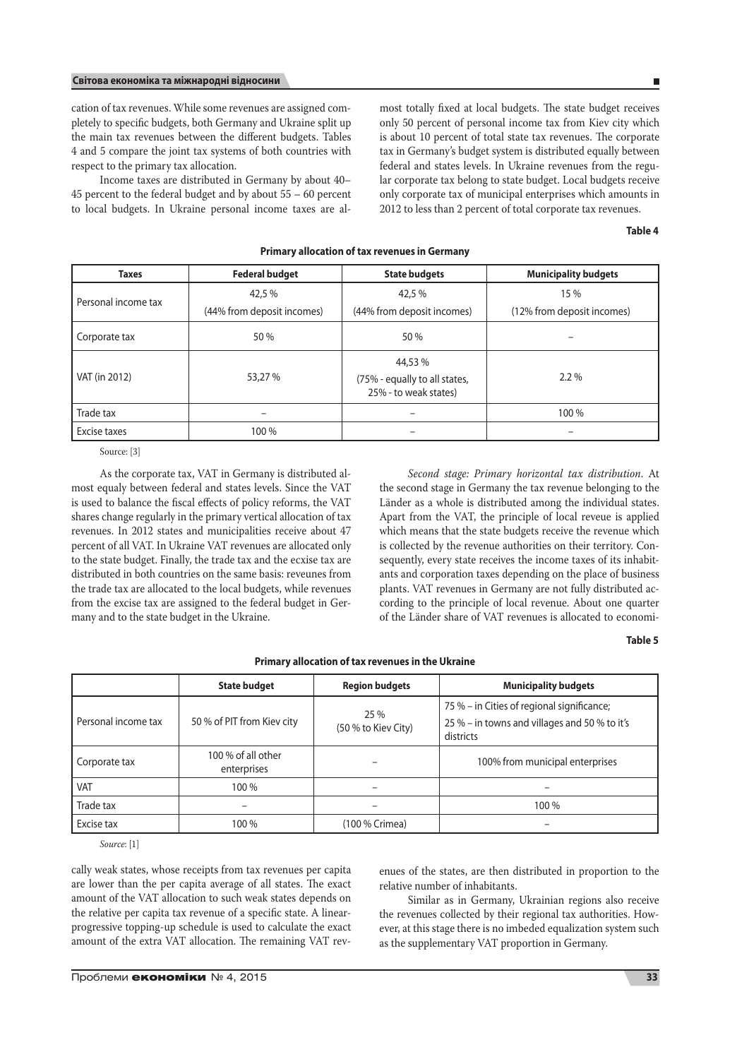cation of tax revenues. While some revenues are assigned completely to specific budgets, both Germany and Ukraine split up the main tax revenues between the different budgets. Tables 4 and 5 compare the joint tax systems of both countries with respect to the primary tax allocation.

Income taxes are distributed in Germany by about 40–45 percent to the federal budget and by about 55 – 60 percent to local budgets. In Ukraine personal income taxes are almost totally fixed at local budgets. The state budget receives only 50 percent of personal income tax from Kiev city which is about 10 percent of total state tax revenues. The corporate tax in Germany's budget system is distributed equally between federal and states levels. In Ukraine revenues from the regular corporate tax belong to state budget. Local budgets receive only corporate tax of municipal enterprises which amounts in 2012 to less than 2 percent of total corporate tax revenues.

Table 4

**Primary allocation of tax revenues in Germany**

| Taxes | Federal budget | State budgets | Municipality budgets |
|---|---|---|---|
| Personal income tax | 42,5 % (44% from deposit incomes) | 42,5 % (44% from deposit incomes) | 15 % (12% from deposit incomes) |
| Corporate tax | 50 % | 50 % | – |
| VAT (in 2012) | 53,27 % | 44,53 % (75% - equally to all states, 25% - to weak states) | 2.2 % |
| Trade tax | – | – | 100 % |
| Excise taxes | 100 % | – | – |

Source: [3]

As the corporate tax, VAT in Germany is distributed almost equaly between federal and states levels. Since the VAT is used to balance the fiscal effects of policy reforms, the VAT shares change regularly in the primary vertical allocation of tax revenues. In 2012 states and municipalities receive about 47 percent of all VAT. In Ukraine VAT revenues are allocated only to the state budget. Finally, the trade tax and the ecxise tax are distributed in both countries on the same basis: reveunes from the trade tax are allocated to the local budgets, while revenues from the excise tax are assigned to the federal budget in Germany and to the state budget in the Ukraine.

*Second stage: Primary horizontal tax distribution*. At the second stage in Germany the tax revenue belonging to the Länder as a whole is distributed among the individual states. Apart from the VAT, the principle of local reveue is applied which means that the state budgets receive the revenue which is collected by the revenue authorities on their territory. Consequently, every state receives the income taxes of its inhabitants and corporation taxes depending on the place of business plants. VAT revenues in Germany are not fully distributed according to the principle of local revenue. About one quarter of the Länder share of VAT revenues is allocated to economically weak states, whose receipts from tax revenues per capita are lower than the per capita average of all states. The exact amount of the VAT allocation to such weak states depends on the relative per capita tax revenue of a specific state. A linear-progressive topping-up schedule is used to calculate the exact amount of the extra VAT allocation. The remaining VAT revenues of the states, are then distributed in proportion to the relative number of inhabitants.

Similar as in Germany, Ukrainian regions also receive the revenues collected by their regional tax authorities. However, at this stage there is no imbeded equalization system such as the supplementary VAT proportion in Germany.

Table 5

**Primary allocation of tax revenues in the Ukraine**

| | State budget | Region budgets | Municipality budgets |
|---|---|---|---|
| Personal income tax | 50 % of PIT from Kiev city | 25 % (50 % to Kiev City) | 75 % – in Cities of regional significance; 25 % – in towns and villages and 50 % to it's districts |
| Corporate tax | 100 % of all other enterprises | – | 100% from municipal enterprises |
| VAT | 100 % | – | – |
| Trade tax | – | – | 100 % |
| Excise tax | 100 % | (100 % Crimea) | – |

*Source*: [1]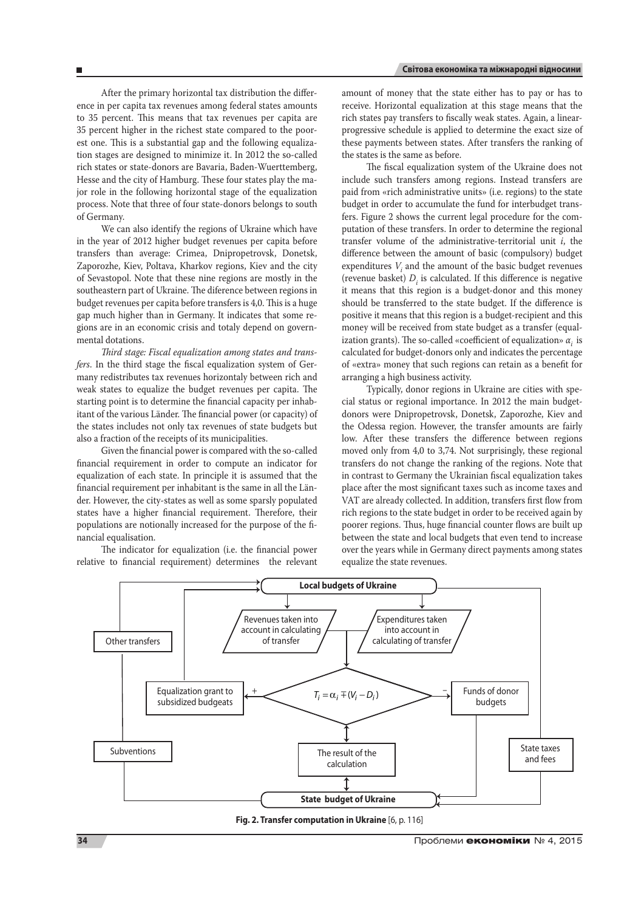After the primary horizontal tax distribution the difference in per capita tax revenues among federal states amounts to 35 percent. This means that tax revenues per capita are 35 percent higher in the richest state compared to the poorest one. This is a substantial gap and the following equalization stages are designed to minimize it. In 2012 the so-called rich states or state-donors are Bavaria, Baden-Wuerttemberg, Hesse and the city of Hamburg. These four states play the major role in the following horizontal stage of the equalization process. Note that three of four state-donors belongs to south of Germany.

We can also identify the regions of Ukraine which have in the year of 2012 higher budget revenues per capita before transfers than average: Crimea, Dnipropetrovsk, Donetsk, Zaporozhe, Kiev, Poltava, Kharkov regions, Kiev and the city of Sevastopol. Note that these nine regions are mostly in the southeastern part of Ukraine. The diference between regions in budget revenues per capita before transfers is 4,0. This is a huge gap much higher than in Germany. It indicates that some regions are in an economic crisis and totaly depend on governmental dotations.

*Third stage: Fiscal equalization among states and transfers*. In the third stage the fiscal equalization system of Germany redistributes tax revenues horizontaly between rich and weak states to equalize the budget revenues per capita. The starting point is to determine the financial capacity per inhabitant of the various Länder. The financial power (or capacity) of the states includes not only tax revenues of state budgets but also a fraction of the receipts of its municipalities.

Given the financial power is compared with the so-called financial requirement in order to compute an indicator for equalization of each state. In principle it is assumed that the financial requirement per inhabitant is the same in all the Länder. However, the city-states as well as some sparsly populated states have a higher financial requirement. Therefore, their populations are notionally increased for the purpose of the financial equalisation.

The indicator for equalization (i.e. the financial power relative to financial requirement) determines the relevant amount of money that the state either has to pay or has to receive. Horizontal equalization at this stage means that the rich states pay transfers to fiscally weak states. Again, a linear-progressive schedule is applied to determine the exact size of these payments between states. After transfers the ranking of the states is the same as before.

The fiscal equalization system of the Ukraine does not include such transfers among regions. Instead transfers are paid from «rich administrative units» (i.e. regions) to the state budget in order to accumulate the fund for interbudget transfers. Figure 2 shows the current legal procedure for the computation of these transfers. In order to determine the regional transfer volume of the administrative-territorial unit *i*, the difference between the amount of basic (compulsory) budget expenditures $V_i$ and the amount of the basic budget revenues (revenue basket) $D_i$ is calculated. If this difference is negative it means that this region is a budget-donor and this money should be transferred to the state budget. If the difference is positive it means that this region is a budget-recipient and this money will be received from state budget as a transfer (equalization grants). The so-called «coefficient of equalization» $\alpha_i$ is calculated for budget-donors only and indicates the percentage of «extra» money that such regions can retain as a benefit for arranging a high business activity.

Typically, donor regions in Ukraine are cities with special status or regional importance. In 2012 the main budget-donors were Dnipropetrovsk, Donetsk, Zaporozhe, Kiev and the Odessa region. However, the transfer amounts are fairly low. After these transfers the difference between regions moved only from 4,0 to 3,74. Not surprisingly, these regional transfers do not change the ranking of the regions. Note that in contrast to Germany the Ukrainian fiscal equalization takes place after the most significant taxes such as income taxes and VAT are already collected. In addition, transfers first flow from rich regions to the state budget in order to be received again by poorer regions. Thus, huge financial counter flows are built up between the state and local budgets that even tend to increase over the years while in Germany direct payments among states equalize the state revenues.

Local budgets of Ukraine

Revenues taken into account in calculating of transfer

Expenditures taken into account in calculating of transfer

Other transfers

Equalization grant to subsidized budgeats (+)

$$T_i = \alpha_i \mp (V_i - D_i)$$

(–) Funds of donor budgets

Subventions

The result of the calculation

State taxes and fees

State budget of Ukraine

**Fig. 2. Transfer computation in Ukraine** [6, p. 116]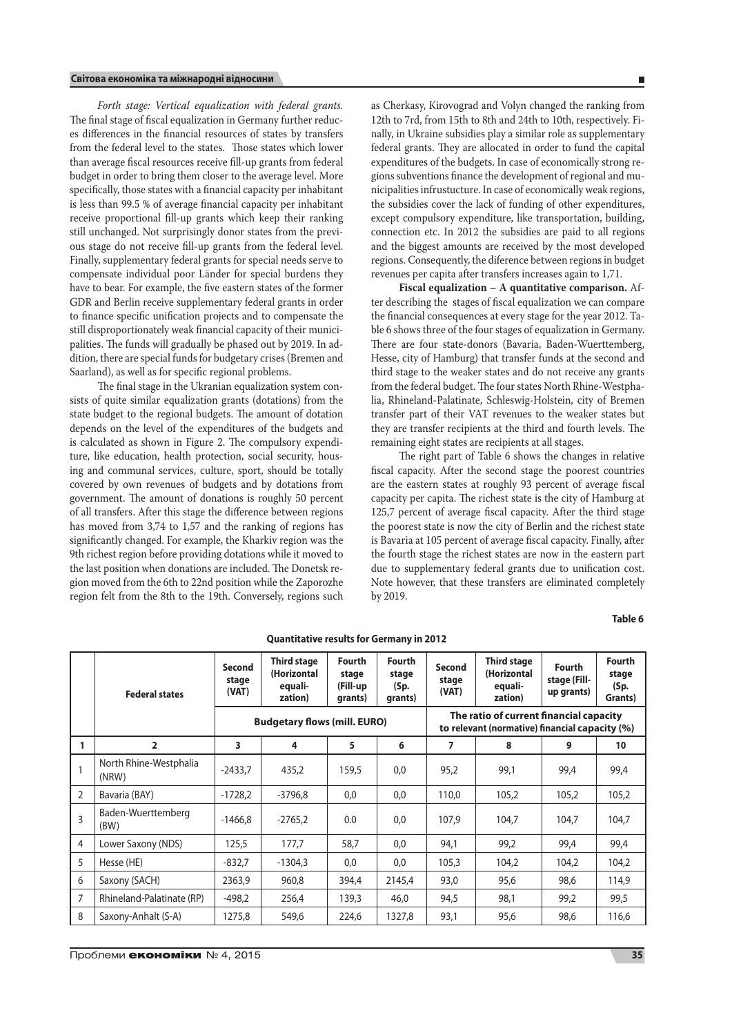*Forth stage: Vertical equalization with federal grants.* The final stage of fiscal equalization in Germany further reduces differences in the financial resources of states by transfers from the federal level to the states. Those states which lower than average fiscal resources receive fill-up grants from federal budget in order to bring them closer to the average level. More specifically, those states with a financial capacity per inhabitant is less than 99.5 % of average financial capacity per inhabitant receive proportional fill-up grants which keep their ranking still unchanged. Not surprisingly donor states from the previous stage do not receive fill-up grants from the federal level. Finally, supplementary federal grants for special needs serve to compensate individual poor Länder for special burdens they have to bear. For example, the five eastern states of the former GDR and Berlin receive supplementary federal grants in order to finance specific unification projects and to compensate the still disproportionately weak financial capacity of their municipalities. The funds will gradually be phased out by 2019. In addition, there are special funds for budgetary crises (Bremen and Saarland), as well as for specific regional problems.

The final stage in the Ukranian equalization system consists of quite similar equalization grants (dotations) from the state budget to the regional budgets. The amount of dotation depends on the level of the expenditures of the budgets and is calculated as shown in Figure 2. The compulsory expenditure, like education, health protection, social security, housing and communal services, culture, sport, should be totally covered by own revenues of budgets and by dotations from government. The amount of donations is roughly 50 percent of all transfers. After this stage the difference between regions has moved from 3,74 to 1,57 and the ranking of regions has significantly changed. For example, the Kharkiv region was the 9th richest region before providing dotations while it moved to the last position when donations are included. The Donetsk region moved from the 6th to 22nd position while the Zaporozhe region felt from the 8th to the 19th. Conversely, regions such as Cherkasy, Kirovograd and Volyn changed the ranking from 12th to 7rd, from 15th to 8th and 24th to 10th, respectively. Finally, in Ukraine subsidies play a similar role as supplementary federal grants. They are allocated in order to fund the capital expenditures of the budgets. In case of economically strong regions subventions finance the development of regional and municipalities infrustucture. In case of economically weak regions, the subsidies cover the lack of funding of other expenditures, except compulsory expenditure, like transportation, building, connection etc. In 2012 the subsidies are paid to all regions and the biggest amounts are received by the most developed regions. Consequently, the diference between regions in budget revenues per capita after transfers increases again to 1,71.

**Fiscal equalization – A quantitative comparison.** After describing the stages of fiscal equalization we can compare the financial consequences at every stage for the year 2012. Table 6 shows three of the four stages of equalization in Germany. There are four state-donors (Bavaria, Baden-Wuerttemberg, Hesse, city of Hamburg) that transfer funds at the second and third stage to the weaker states and do not receive any grants from the federal budget. The four states North Rhine-Westphalia, Rhineland-Palatinate, Schleswig-Holstein, city of Bremen transfer part of their VAT revenues to the weaker states but they are transfer recipients at the third and fourth levels. The remaining eight states are recipients at all stages.

The right part of Table 6 shows the changes in relative fiscal capacity. After the second stage the poorest countries are the eastern states at roughly 93 percent of average fiscal capacity per capita. The richest state is the city of Hamburg at 125,7 percent of average fiscal capacity. After the third stage the poorest state is now the city of Berlin and the richest state is Bavaria at 105 percent of average fiscal capacity. Finally, after the fourth stage the richest states are now in the eastern part due to supplementary federal grants due to unification cost. Note however, that these transfers are eliminated completely by 2019.

Table 6

**Quantitative results for Germany in 2012**

| | Federal states | Second stage (VAT) | Third stage (Horizontal equali­zation) | Fourth stage (Fill-up grants) | Fourth stage (Sp. grants) | Second stage (VAT) | Third stage (Horizontal equali­zation) | Fourth stage (Fill-up grants) | Fourth stage (Sp. Grants) |
|---|---|---|---|---|---|---|---|---|---|
| | | Budgetary flows (mill. EURO) | | | | The ratio of current financial capacity to relevant (normative) financial capacity (%) | | | |
| 1 | 2 | 3 | 4 | 5 | 6 | 7 | 8 | 9 | 10 |
| 1 | North Rhine-Westphalia (NRW) | -2433,7 | 435,2 | 159,5 | 0,0 | 95,2 | 99,1 | 99,4 | 99,4 |
| 2 | Bavaria (BAY) | -1728,2 | -3796,8 | 0,0 | 0,0 | 110,0 | 105,2 | 105,2 | 105,2 |
| 3 | Baden-Wuerttemberg (BW) | -1466,8 | -2765,2 | 0.0 | 0,0 | 107,9 | 104,7 | 104,7 | 104,7 |
| 4 | Lower Saxony (NDS) | 125,5 | 177,7 | 58,7 | 0,0 | 94,1 | 99,2 | 99,4 | 99,4 |
| 5 | Hesse (HE) | -832,7 | -1304,3 | 0,0 | 0,0 | 105,3 | 104,2 | 104,2 | 104,2 |
| 6 | Saxony (SACH) | 2363,9 | 960,8 | 394,4 | 2145,4 | 93,0 | 95,6 | 98,6 | 114,9 |
| 7 | Rhineland-Palatinate (RP) | -498,2 | 256,4 | 139,3 | 46,0 | 94,5 | 98,1 | 99,2 | 99,5 |
| 8 | Saxony-Anhalt (S-A) | 1275,8 | 549,6 | 224,6 | 1327,8 | 93,1 | 95,6 | 98,6 | 116,6 |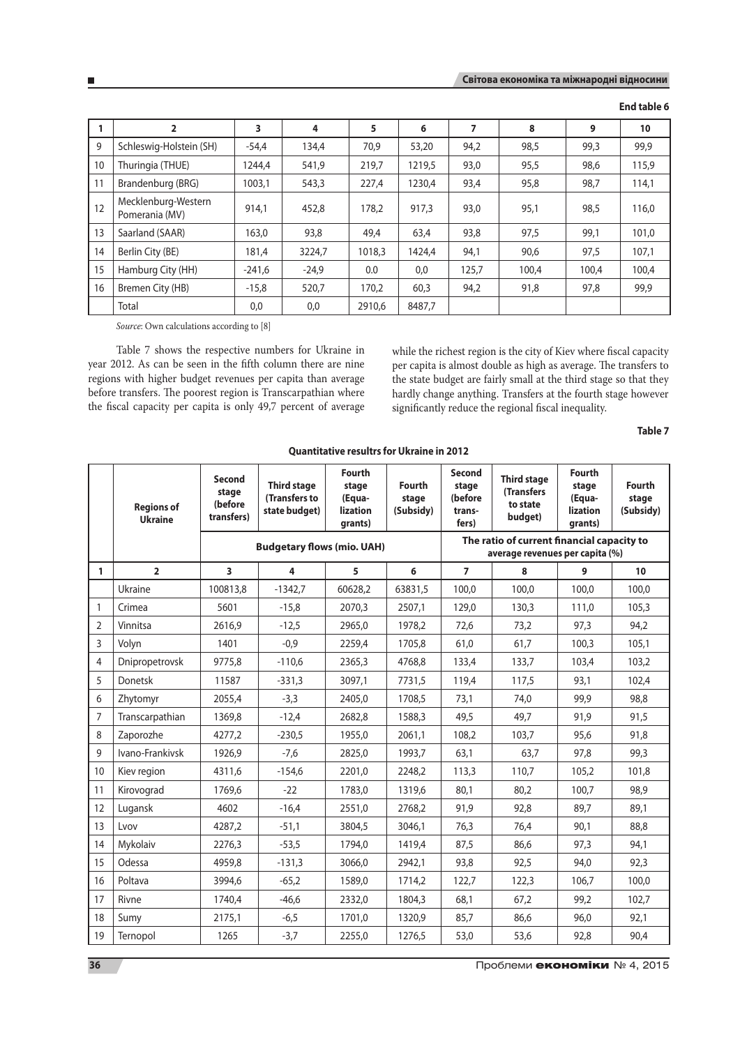End table 6

| 1 | 2 | 3 | 4 | 5 | 6 | 7 | 8 | 9 | 10 |
|---|---|---|---|---|---|---|---|---|---|
| 9 | Schleswig-Holstein (SH) | -54,4 | 134,4 | 70,9 | 53,20 | 94,2 | 98,5 | 99,3 | 99,9 |
| 10 | Thuringia (THUE) | 1244,4 | 541,9 | 219,7 | 1219,5 | 93,0 | 95,5 | 98,6 | 115,9 |
| 11 | Brandenburg (BRG) | 1003,1 | 543,3 | 227,4 | 1230,4 | 93,4 | 95,8 | 98,7 | 114,1 |
| 12 | Mecklenburg-Western Pomerania (MV) | 914,1 | 452,8 | 178,2 | 917,3 | 93,0 | 95,1 | 98,5 | 116,0 |
| 13 | Saarland (SAAR) | 163,0 | 93,8 | 49,4 | 63,4 | 93,8 | 97,5 | 99,1 | 101,0 |
| 14 | Berlin City (BE) | 181,4 | 3224,7 | 1018,3 | 1424,4 | 94,1 | 90,6 | 97,5 | 107,1 |
| 15 | Hamburg City (HH) | -241,6 | -24,9 | 0.0 | 0,0 | 125,7 | 100,4 | 100,4 | 100,4 |
| 16 | Bremen City (HB) | -15,8 | 520,7 | 170,2 | 60,3 | 94,2 | 91,8 | 97,8 | 99,9 |
| | Total | 0,0 | 0,0 | 2910,6 | 8487,7 | | | | |

*Source*: Own calculations according to [8]

Table 7 shows the respective numbers for Ukraine in year 2012. As can be seen in the fifth column there are nine regions with higher budget revenues per capita than average before transfers. The poorest region is Transcarpathian where the fiscal capacity per capita is only 49,7 percent of average while the richest region is the city of Kiev where fiscal capacity per capita is almost double as high as average. The transfers to the state budget are fairly small at the third stage so that they hardly change anything. Transfers at the fourth stage however significantly reduce the regional fiscal inequality.

Table 7

**Quantitative resultrs for Ukraine in 2012**

| | Regions of Ukraine | Second stage (before transfers) | Third stage (Transfers to state budget) | Fourth stage (Equalization grants) | Fourth stage (Subsidy) | Second stage (before transfers) | Third stage (Transfers to state budget) | Fourth stage (Equalization grants) | Fourth stage (Subsidy) |
|---|---|---|---|---|---|---|---|---|---|
| | | Budgetary flows (mio. UAH) | | | | The ratio of current financial capacity to average revenues per capita (%) | | | |
| 1 | 2 | 3 | 4 | 5 | 6 | 7 | 8 | 9 | 10 |
| | Ukraine | 100813,8 | -1342,7 | 60628,2 | 63831,5 | 100,0 | 100,0 | 100,0 | 100,0 |
| 1 | Crimea | 5601 | -15,8 | 2070,3 | 2507,1 | 129,0 | 130,3 | 111,0 | 105,3 |
| 2 | Vinnitsa | 2616,9 | -12,5 | 2965,0 | 1978,2 | 72,6 | 73,2 | 97,3 | 94,2 |
| 3 | Volyn | 1401 | -0,9 | 2259,4 | 1705,8 | 61,0 | 61,7 | 100,3 | 105,1 |
| 4 | Dnipropetrovsk | 9775,8 | -110,6 | 2365,3 | 4768,8 | 133,4 | 133,7 | 103,4 | 103,2 |
| 5 | Donetsk | 11587 | -331,3 | 3097,1 | 7731,5 | 119,4 | 117,5 | 93,1 | 102,4 |
| 6 | Zhytomyr | 2055,4 | -3,3 | 2405,0 | 1708,5 | 73,1 | 74,0 | 99,9 | 98,8 |
| 7 | Transcarpathian | 1369,8 | -12,4 | 2682,8 | 1588,3 | 49,5 | 49,7 | 91,9 | 91,5 |
| 8 | Zaporozhe | 4277,2 | -230,5 | 1955,0 | 2061,1 | 108,2 | 103,7 | 95,6 | 91,8 |
| 9 | Ivano-Frankivsk | 1926,9 | -7,6 | 2825,0 | 1993,7 | 63,1 | 63,7 | 97,8 | 99,3 |
| 10 | Kiev region | 4311,6 | -154,6 | 2201,0 | 2248,2 | 113,3 | 110,7 | 105,2 | 101,8 |
| 11 | Kirovograd | 1769,6 | -22 | 1783,0 | 1319,6 | 80,1 | 80,2 | 100,7 | 98,9 |
| 12 | Lugansk | 4602 | -16,4 | 2551,0 | 2768,2 | 91,9 | 92,8 | 89,7 | 89,1 |
| 13 | Lvov | 4287,2 | -51,1 | 3804,5 | 3046,1 | 76,3 | 76,4 | 90,1 | 88,8 |
| 14 | Mykolaiv | 2276,3 | -53,5 | 1794,0 | 1419,4 | 87,5 | 86,6 | 97,3 | 94,1 |
| 15 | Odessa | 4959,8 | -131,3 | 3066,0 | 2942,1 | 93,8 | 92,5 | 94,0 | 92,3 |
| 16 | Poltava | 3994,6 | -65,2 | 1589,0 | 1714,2 | 122,7 | 122,3 | 106,7 | 100,0 |
| 17 | Rivne | 1740,4 | -46,6 | 2332,0 | 1804,3 | 68,1 | 67,2 | 99,2 | 102,7 |
| 18 | Sumy | 2175,1 | -6,5 | 1701,0 | 1320,9 | 85,7 | 86,6 | 96,0 | 92,1 |
| 19 | Ternopol | 1265 | -3,7 | 2255,0 | 1276,5 | 53,0 | 53,6 | 92,8 | 90,4 |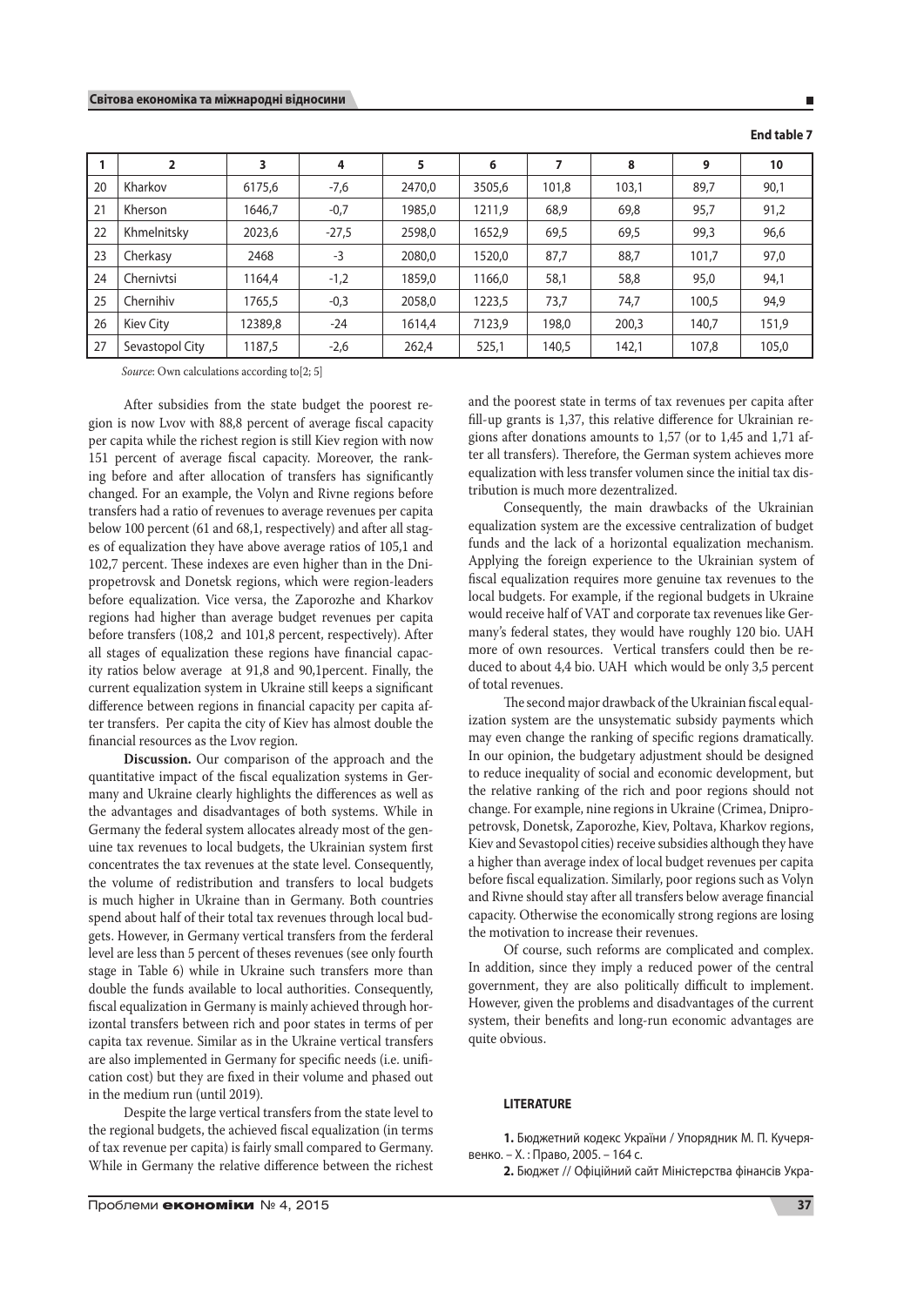**End table 7**

| 1 | 2 | 3 | 4 | 5 | 6 | 7 | 8 | 9 | 10 |
|---|---|---|---|---|---|---|---|---|---|
| 20 | Kharkov | 6175,6 | -7,6 | 2470,0 | 3505,6 | 101,8 | 103,1 | 89,7 | 90,1 |
| 21 | Kherson | 1646,7 | -0,7 | 1985,0 | 1211,9 | 68,9 | 69,8 | 95,7 | 91,2 |
| 22 | Khmelnitsky | 2023,6 | -27,5 | 2598,0 | 1652,9 | 69,5 | 69,5 | 99,3 | 96,6 |
| 23 | Cherkasy | 2468 | -3 | 2080,0 | 1520,0 | 87,7 | 88,7 | 101,7 | 97,0 |
| 24 | Chernivtsi | 1164,4 | -1,2 | 1859,0 | 1166,0 | 58,1 | 58,8 | 95,0 | 94,1 |
| 25 | Chernihiv | 1765,5 | -0,3 | 2058,0 | 1223,5 | 73,7 | 74,7 | 100,5 | 94,9 |
| 26 | Kiev City | 12389,8 | -24 | 1614,4 | 7123,9 | 198,0 | 200,3 | 140,7 | 151,9 |
| 27 | Sevastopol City | 1187,5 | -2,6 | 262,4 | 525,1 | 140,5 | 142,1 | 107,8 | 105,0 |

*Source*: Own calculations according to[2; 5]

After subsidies from the state budget the poorest region is now Lvov with 88,8 percent of average fiscal capacity per capita while the richest region is still Kiev region with now 151 percent of average fiscal capacity. Moreover, the ranking before and after allocation of transfers has significantly changed. For an example, the Volyn and Rivne regions before transfers had a ratio of revenues to average revenues per capita below 100 percent (61 and 68,1, respectively) and after all stages of equalization they have above average ratios of 105,1 and 102,7 percent. These indexes are even higher than in the Dnipropetrovsk and Donetsk regions, which were region-leaders before equalization. Vice versa, the Zaporozhe and Kharkov regions had higher than average budget revenues per capita before transfers (108,2 and 101,8 percent, respectively). After all stages of equalization these regions have financial capacity ratios below average at 91,8 and 90,1percent. Finally, the current equalization system in Ukraine still keeps a significant difference between regions in financial capacity per capita after transfers. Per capita the city of Kiev has almost double the financial resources as the Lvov region.

**Discussion.** Our comparison of the approach and the quantitative impact of the fiscal equalization systems in Germany and Ukraine clearly highlights the differences as well as the advantages and disadvantages of both systems. While in Germany the federal system allocates already most of the genuine tax revenues to local budgets, the Ukrainian system first concentrates the tax revenues at the state level. Consequently, the volume of redistribution and transfers to local budgets is much higher in Ukraine than in Germany. Both countries spend about half of their total tax revenues through local budgets. However, in Germany vertical transfers from the ferderal level are less than 5 percent of theses revenues (see only fourth stage in Table 6) while in Ukraine such transfers more than double the funds available to local authorities. Consequently, fiscal equalization in Germany is mainly achieved through horizontal transfers between rich and poor states in terms of per capita tax revenue. Similar as in the Ukraine vertical transfers are also implemented in Germany for specific needs (i.e. unification cost) but they are fixed in their volume and phased out in the medium run (until 2019).

Despite the large vertical transfers from the state level to the regional budgets, the achieved fiscal equalization (in terms of tax revenue per capita) is fairly small compared to Germany. While in Germany the relative difference between the richest and the poorest state in terms of tax revenues per capita after fill-up grants is 1,37, this relative difference for Ukrainian regions after donations amounts to 1,57 (or to 1,45 and 1,71 after all transfers). Therefore, the German system achieves more equalization with less transfer volumen since the initial tax distribution is much more dezentralized.

Consequently, the main drawbacks of the Ukrainian equalization system are the excessive centralization of budget funds and the lack of a horizontal equalization mechanism. Applying the foreign experience to the Ukrainian system of fiscal equalization requires more genuine tax revenues to the local budgets. For example, if the regional budgets in Ukraine would receive half of VAT and corporate tax revenues like Germany's federal states, they would have roughly 120 bio. UAH more of own resources. Vertical transfers could then be reduced to about 4,4 bio. UAH which would be only 3,5 percent of total revenues.

The second major drawback of the Ukrainian fiscal equalization system are the unsystematic subsidy payments which may even change the ranking of specific regions dramatically. In our opinion, the budgetary adjustment should be designed to reduce inequality of social and economic development, but the relative ranking of the rich and poor regions should not change. For example, nine regions in Ukraine (Crimea, Dnipropetrovsk, Donetsk, Zaporozhe, Kiev, Poltava, Kharkov regions, Kiev and Sevastopol cities) receive subsidies although they have a higher than average index of local budget revenues per capita before fiscal equalization. Similarly, poor regions such as Volyn and Rivne should stay after all transfers below average financial capacity. Otherwise the economically strong regions are losing the motivation to increase their revenues.

Of course, such reforms are complicated and complex. In addition, since they imply a reduced power of the central government, they are also politically difficult to implement. However, given the problems and disadvantages of the current system, their benefits and long-run economic advantages are quite obvious.

## LITERATURE

**1.** Бюджетний кодекс України / Упорядник М. П. Кучерявенко. – Х. : Право, 2005. – 164 с.

**2.** Бюджет // Офіційний сайт Міністерства фінансів Укра-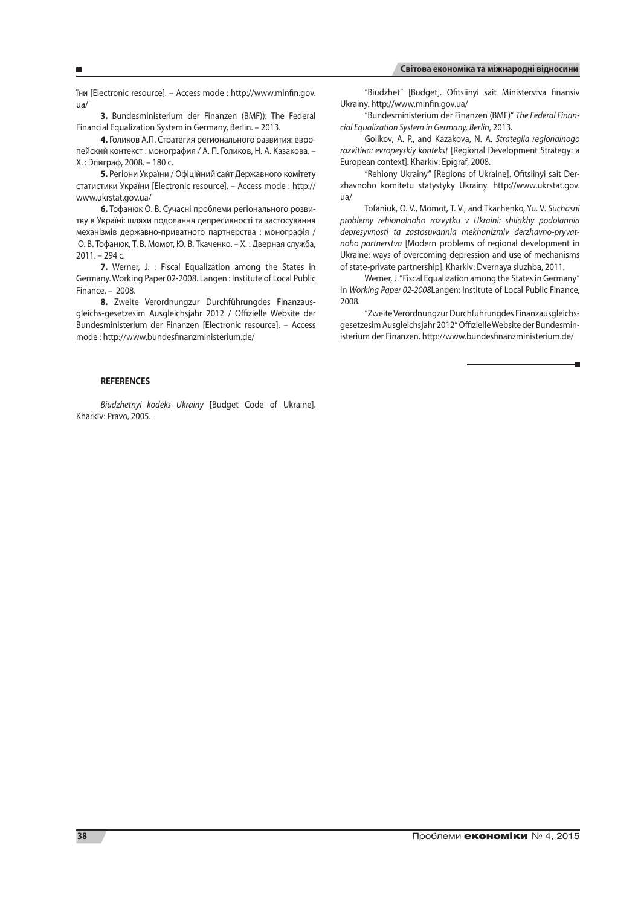їни [Electronic resource]. – Access mode : http://www.minfin.gov.ua/

**3.** Bundesministerium der Finanzen (BMF)): The Federal Financial Equalization System in Germany, Berlin. – 2013.

**4.** Голиков А.П. Стратегия регионального развития: европейский контекст : монография / А. П. Голиков, Н. А. Казакова. – Х. : Эпиграф, 2008. – 180 с.

**5.** Регіони України / Офіційний сайт Державного комітету статистики України [Electronic resource]. – Access mode : http://www.ukrstat.gov.ua/

**6.** Тофанюк О. В. Сучасні проблеми регіонального розвитку в Україні: шляхи подолання депресивності та застосування механізмів державно-приватного партнерства : монографія / О. В. Тофанюк, Т. В. Момот, Ю. В. Ткаченко. – Х. : Дверная служба, 2011. – 294 с.

**7.** Werner, J. : Fiscal Equalization among the States in Germany. Working Paper 02-2008. Langen : Institute of Local Public Finance. – 2008.

**8.** Zweite Verordnungzur Durchführungdes Finanzausgleichs-gesetzesim Ausgleichsjahr 2012 / Offizielle Website der Bundesministerium der Finanzen [Electronic resource]. – Access mode : http://www.bundesfinanzministerium.de/

**REFERENCES**

*Biudzhetnyi kodeks Ukrainy* [Budget Code of Ukraine]. Kharkiv: Pravo, 2005.

"Biudzhet" [Budget]. Ofitsiinyi sait Ministerstva finansiv Ukrainy. http://www.minfin.gov.ua/

"Bundesministerium der Finanzen (BMF)" *The Federal Financial Equalization System in Germany, Berlin*, 2013.

Golikov, A. P., and Kazakova, N. A. *Strategiia regionalnogo razvitina: evropeyskiy kontekst* [Regional Development Strategy: a European context]. Kharkiv: Epigraf, 2008.

"Rehiony Ukrainy" [Regions of Ukraine]. Ofitsiinyi sait Derzhavnoho komitetu statystyky Ukrainy. http://www.ukrstat.gov.ua/

Tofaniuk, O. V., Momot, T. V., and Tkachenko, Yu. V. *Suchasni problemy rehionalnoho rozvytku v Ukraini: shliakhy podolannia depresyvnosti ta zastosuvannia mekhanizmiv derzhavno-pryvatnoho partnerstva* [Modern problems of regional development in Ukraine: ways of overcoming depression and use of mechanisms of state-private partnership]. Kharkiv: Dvernaya sluzhba, 2011.

Werner, J. "Fiscal Equalization among the States in Germany" In *Working Paper 02-2008*Langen: Institute of Local Public Finance, 2008.

"Zweite Verordnungzur Durchfuhrungdes Finanzausgleichs-gesetzesim Ausgleichsjahr 2012" Offizielle Website der Bundesministerium der Finanzen. http://www.bundesfinanzministerium.de/